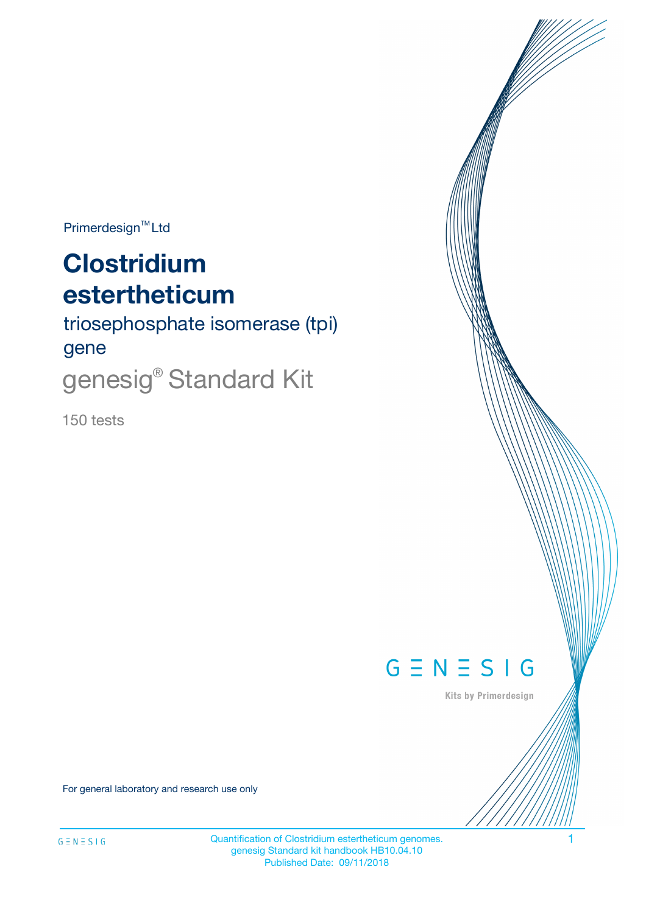Primerdesign™ Ltd

# Clostridium esthertheticum

## triosephosphate isomerase (tpi) gene

## genesig® Standard Kit

150 tests

GENESIG

Kits by Primerdesign

For general laboratory and research use only

Quantification of Clostridium esthertheticum genomes.
genesig Standard kit handbook HB10.04.10
Published Date: 09/11/2018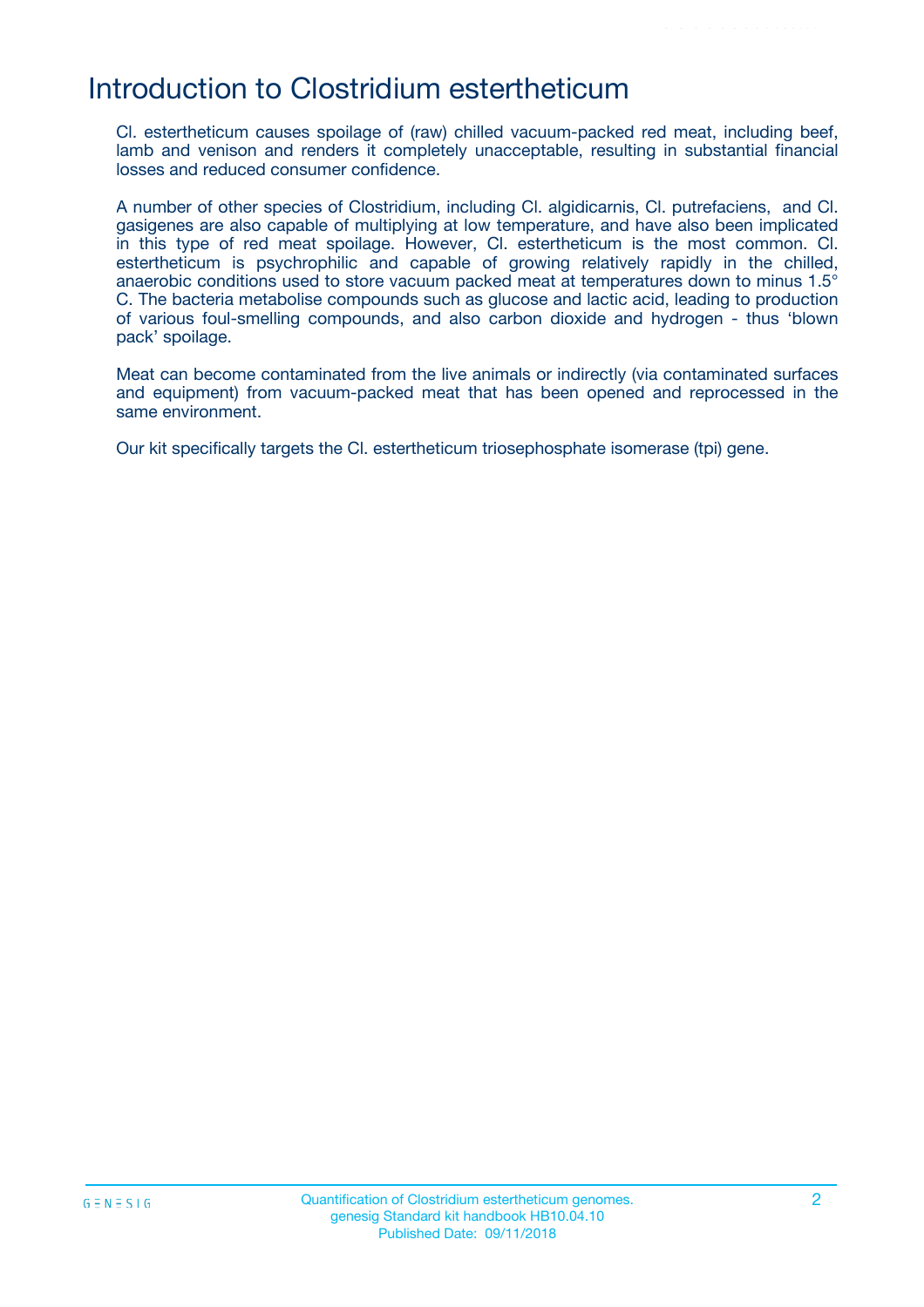# Introduction to Clostridium estertheticum

Cl. estertheticum causes spoilage of (raw) chilled vacuum-packed red meat, including beef, lamb and venison and renders it completely unacceptable, resulting in substantial financial losses and reduced consumer confidence.

A number of other species of Clostridium, including Cl. algidicarnis, Cl. putrefaciens, and Cl. gasigenes are also capable of multiplying at low temperature, and have also been implicated in this type of red meat spoilage. However, Cl. estertheticum is the most common. Cl. estertheticum is psychrophilic and capable of growing relatively rapidly in the chilled, anaerobic conditions used to store vacuum packed meat at temperatures down to minus 1.5° C. The bacteria metabolise compounds such as glucose and lactic acid, leading to production of various foul-smelling compounds, and also carbon dioxide and hydrogen - thus 'blown pack' spoilage.

Meat can become contaminated from the live animals or indirectly (via contaminated surfaces and equipment) from vacuum-packed meat that has been opened and reprocessed in the same environment.

Our kit specifically targets the Cl. estertheticum triosephosphate isomerase (tpi) gene.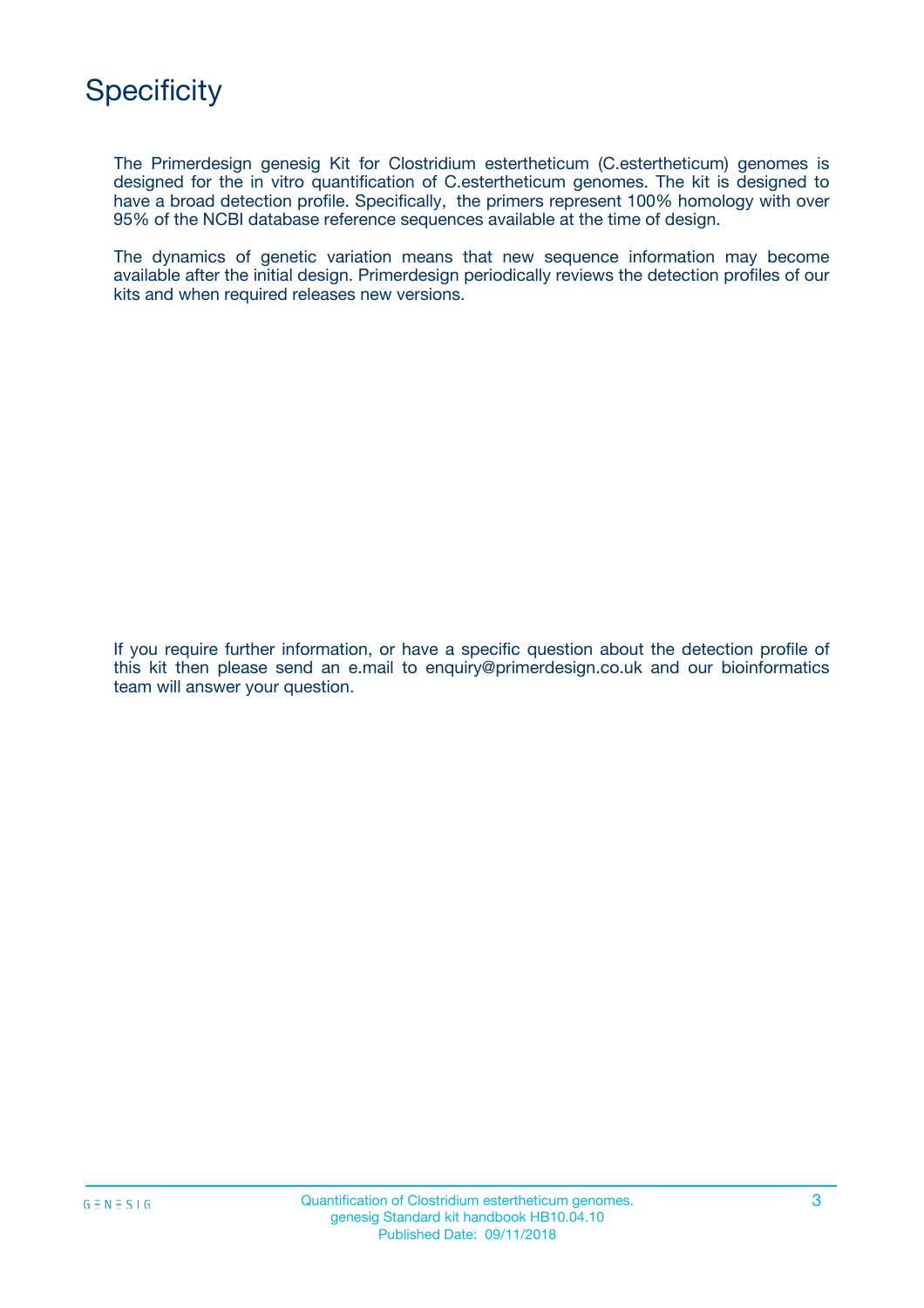# Specificity

The Primerdesign genesig Kit for Clostridium estertheticum (C.estertheticum) genomes is designed for the in vitro quantification of C.estertheticum genomes. The kit is designed to have a broad detection profile. Specifically, the primers represent 100% homology with over 95% of the NCBI database reference sequences available at the time of design.

The dynamics of genetic variation means that new sequence information may become available after the initial design. Primerdesign periodically reviews the detection profiles of our kits and when required releases new versions.

If you require further information, or have a specific question about the detection profile of this kit then please send an e.mail to enquiry@primerdesign.co.uk and our bioinformatics team will answer your question.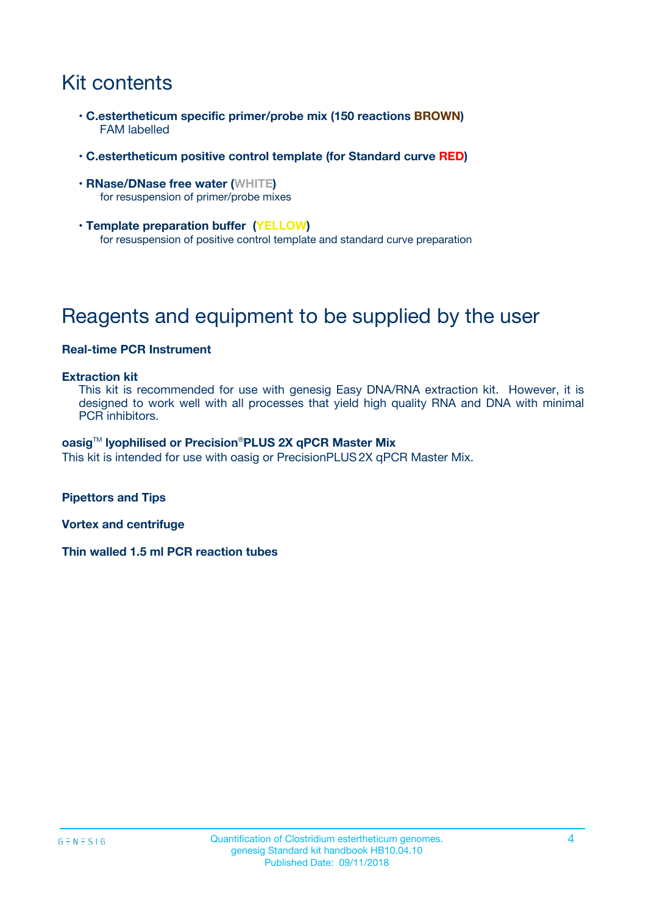# Kit contents

- **C.estertheticum specific primer/probe mix (150 reactions BROWN)**
  FAM labelled
- **C.estertheticum positive control template (for Standard curve RED)**
- **RNase/DNase free water (WHITE)**
  for resuspension of primer/probe mixes
- **Template preparation buffer (YELLOW)**
  for resuspension of positive control template and standard curve preparation

# Reagents and equipment to be supplied by the user

**Real-time PCR Instrument**

**Extraction kit**
This kit is recommended for use with genesig Easy DNA/RNA extraction kit. However, it is designed to work well with all processes that yield high quality RNA and DNA with minimal PCR inhibitors.

**oasig™ lyophilised or Precision®PLUS 2X qPCR Master Mix**
This kit is intended for use with oasig or PrecisionPLUS 2X qPCR Master Mix.

**Pipettors and Tips**

**Vortex and centrifuge**

**Thin walled 1.5 ml PCR reaction tubes**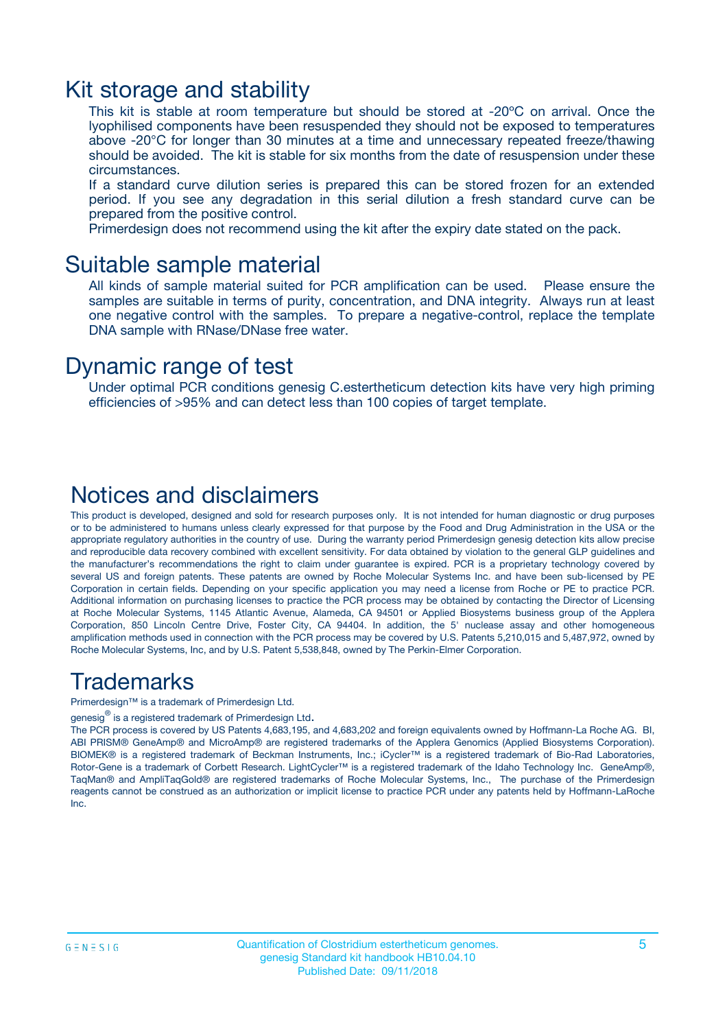# Kit storage and stability

This kit is stable at room temperature but should be stored at -20ºC on arrival. Once the lyophilised components have been resuspended they should not be exposed to temperatures above -20°C for longer than 30 minutes at a time and unnecessary repeated freeze/thawing should be avoided. The kit is stable for six months from the date of resuspension under these circumstances.

If a standard curve dilution series is prepared this can be stored frozen for an extended period. If you see any degradation in this serial dilution a fresh standard curve can be prepared from the positive control.

Primerdesign does not recommend using the kit after the expiry date stated on the pack.

# Suitable sample material

All kinds of sample material suited for PCR amplification can be used. Please ensure the samples are suitable in terms of purity, concentration, and DNA integrity. Always run at least one negative control with the samples. To prepare a negative-control, replace the template DNA sample with RNase/DNase free water.

# Dynamic range of test

Under optimal PCR conditions genesig C.estertheticum detection kits have very high priming efficiencies of >95% and can detect less than 100 copies of target template.

# Notices and disclaimers

This product is developed, designed and sold for research purposes only. It is not intended for human diagnostic or drug purposes or to be administered to humans unless clearly expressed for that purpose by the Food and Drug Administration in the USA or the appropriate regulatory authorities in the country of use. During the warranty period Primerdesign genesig detection kits allow precise and reproducible data recovery combined with excellent sensitivity. For data obtained by violation to the general GLP guidelines and the manufacturer's recommendations the right to claim under guarantee is expired. PCR is a proprietary technology covered by several US and foreign patents. These patents are owned by Roche Molecular Systems Inc. and have been sub-licensed by PE Corporation in certain fields. Depending on your specific application you may need a license from Roche or PE to practice PCR. Additional information on purchasing licenses to practice the PCR process may be obtained by contacting the Director of Licensing at Roche Molecular Systems, 1145 Atlantic Avenue, Alameda, CA 94501 or Applied Biosystems business group of the Applera Corporation, 850 Lincoln Centre Drive, Foster City, CA 94404. In addition, the 5' nuclease assay and other homogeneous amplification methods used in connection with the PCR process may be covered by U.S. Patents 5,210,015 and 5,487,972, owned by Roche Molecular Systems, Inc, and by U.S. Patent 5,538,848, owned by The Perkin-Elmer Corporation.

# Trademarks

Primerdesign™ is a trademark of Primerdesign Ltd.

genesig® is a registered trademark of Primerdesign Ltd.

The PCR process is covered by US Patents 4,683,195, and 4,683,202 and foreign equivalents owned by Hoffmann-La Roche AG. BI, ABI PRISM® GeneAmp® and MicroAmp® are registered trademarks of the Applera Genomics (Applied Biosystems Corporation). BIOMEK® is a registered trademark of Beckman Instruments, Inc.; iCycler™ is a registered trademark of Bio-Rad Laboratories, Rotor-Gene is a trademark of Corbett Research. LightCycler™ is a registered trademark of the Idaho Technology Inc. GeneAmp®, TaqMan® and AmpliTaqGold® are registered trademarks of Roche Molecular Systems, Inc., The purchase of the Primerdesign reagents cannot be construed as an authorization or implicit license to practice PCR under any patents held by Hoffmann-LaRoche Inc.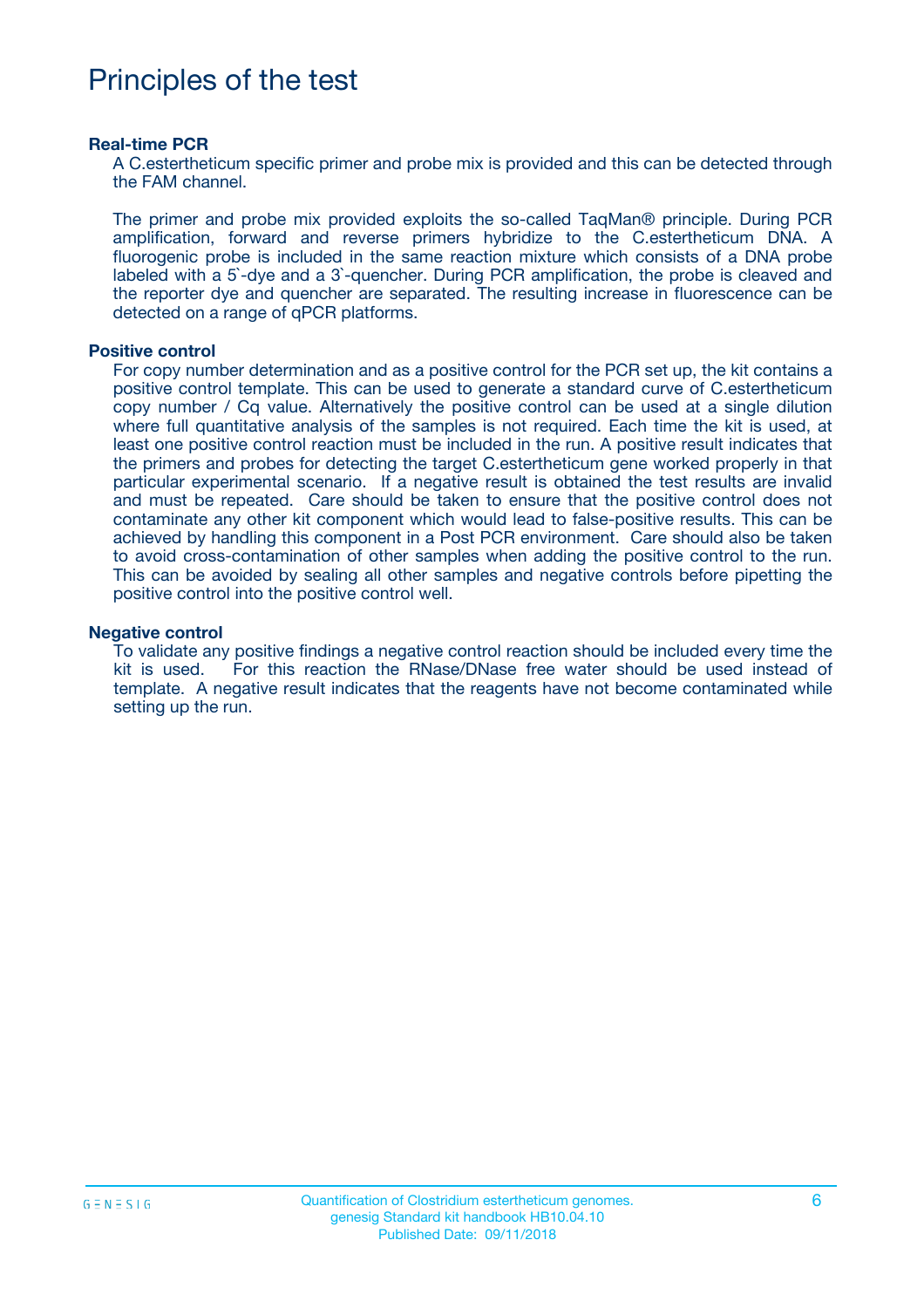# Principles of the test

### Real-time PCR

A C.estertheticum specific primer and probe mix is provided and this can be detected through the FAM channel.

The primer and probe mix provided exploits the so-called TaqMan® principle. During PCR amplification, forward and reverse primers hybridize to the C.estertheticum DNA. A fluorogenic probe is included in the same reaction mixture which consists of a DNA probe labeled with a 5`-dye and a 3`-quencher. During PCR amplification, the probe is cleaved and the reporter dye and quencher are separated. The resulting increase in fluorescence can be detected on a range of qPCR platforms.

### Positive control

For copy number determination and as a positive control for the PCR set up, the kit contains a positive control template. This can be used to generate a standard curve of C.estertheticum copy number / Cq value. Alternatively the positive control can be used at a single dilution where full quantitative analysis of the samples is not required. Each time the kit is used, at least one positive control reaction must be included in the run. A positive result indicates that the primers and probes for detecting the target C.estertheticum gene worked properly in that particular experimental scenario. If a negative result is obtained the test results are invalid and must be repeated. Care should be taken to ensure that the positive control does not contaminate any other kit component which would lead to false-positive results. This can be achieved by handling this component in a Post PCR environment. Care should also be taken to avoid cross-contamination of other samples when adding the positive control to the run. This can be avoided by sealing all other samples and negative controls before pipetting the positive control into the positive control well.

### Negative control

To validate any positive findings a negative control reaction should be included every time the kit is used. For this reaction the RNase/DNase free water should be used instead of template. A negative result indicates that the reagents have not become contaminated while setting up the run.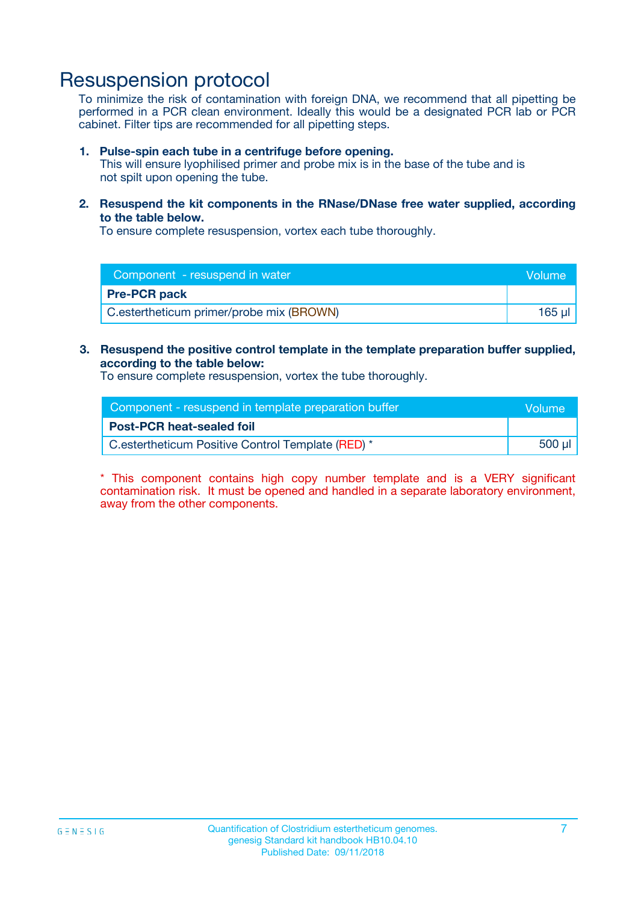# Resuspension protocol

To minimize the risk of contamination with foreign DNA, we recommend that all pipetting be performed in a PCR clean environment. Ideally this would be a designated PCR lab or PCR cabinet. Filter tips are recommended for all pipetting steps.

1. **Pulse-spin each tube in a centrifuge before opening.**
   This will ensure lyophilised primer and probe mix is in the base of the tube and is not spilt upon opening the tube.

2. **Resuspend the kit components in the RNase/DNase free water supplied, according to the table below.**
   To ensure complete resuspension, vortex each tube thoroughly.

| Component - resuspend in water | Volume |
|---|---|
| **Pre-PCR pack** | |
| C.estertheticum primer/probe mix (BROWN) | 165 µl |

3. **Resuspend the positive control template in the template preparation buffer supplied, according to the table below:**
   To ensure complete resuspension, vortex the tube thoroughly.

| Component - resuspend in template preparation buffer | Volume |
|---|---|
| **Post-PCR heat-sealed foil** | |
| C.estertheticum Positive Control Template (RED) * | 500 µl |

* This component contains high copy number template and is a VERY significant contamination risk. It must be opened and handled in a separate laboratory environment, away from the other components.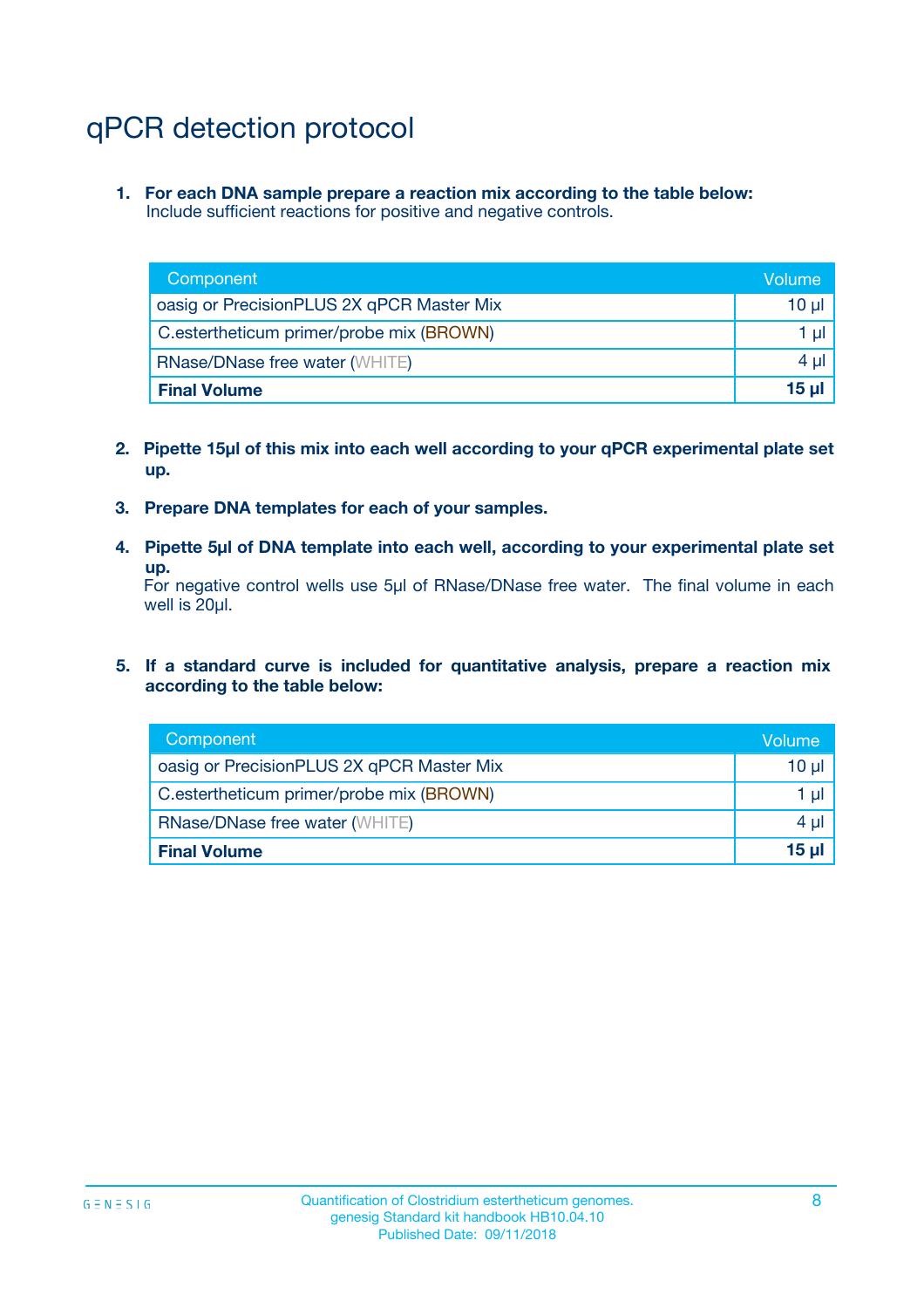# qPCR detection protocol

1. **For each DNA sample prepare a reaction mix according to the table below:**
   Include sufficient reactions for positive and negative controls.

| Component | Volume |
|---|---|
| oasig or PrecisionPLUS 2X qPCR Master Mix | 10 µl |
| C.esthertheticum primer/probe mix (BROWN) | 1 µl |
| RNase/DNase free water (WHITE) | 4 µl |
| **Final Volume** | **15 µl** |

2. **Pipette 15µl of this mix into each well according to your qPCR experimental plate set up.**

3. **Prepare DNA templates for each of your samples.**

4. **Pipette 5µl of DNA template into each well, according to your experimental plate set up.**
   For negative control wells use 5µl of RNase/DNase free water. The final volume in each well is 20µl.

5. **If a standard curve is included for quantitative analysis, prepare a reaction mix according to the table below:**

| Component | Volume |
|---|---|
| oasig or PrecisionPLUS 2X qPCR Master Mix | 10 µl |
| C.esthertheticum primer/probe mix (BROWN) | 1 µl |
| RNase/DNase free water (WHITE) | 4 µl |
| **Final Volume** | **15 µl** |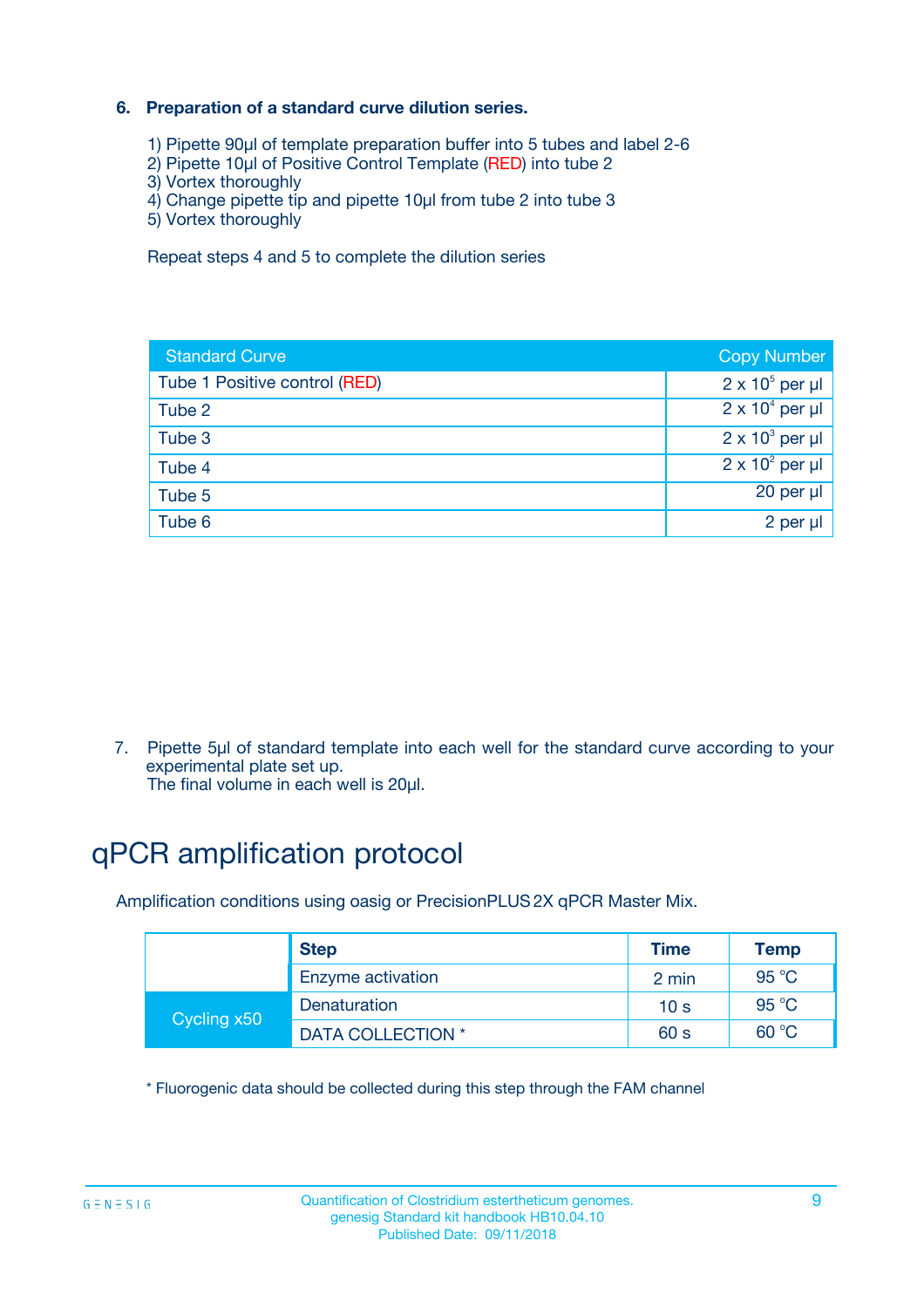### 6. Preparation of a standard curve dilution series.

1) Pipette 90µl of template preparation buffer into 5 tubes and label 2-6
2) Pipette 10µl of Positive Control Template (RED) into tube 2
3) Vortex thoroughly
4) Change pipette tip and pipette 10µl from tube 2 into tube 3
5) Vortex thoroughly

Repeat steps 4 and 5 to complete the dilution series

| Standard Curve | Copy Number |
|---|---|
| Tube 1 Positive control (RED) | $2 \times 10^5$ per µl |
| Tube 2 | $2 \times 10^4$ per µl |
| Tube 3 | $2 \times 10^3$ per µl |
| Tube 4 | $2 \times 10^2$ per µl |
| Tube 5 | 20 per µl |
| Tube 6 | 2 per µl |

7. Pipette 5µl of standard template into each well for the standard curve according to your experimental plate set up.
   The final volume in each well is 20µl.

## qPCR amplification protocol

Amplification conditions using oasig or PrecisionPLUS 2X qPCR Master Mix.

| | Step | Time | Temp |
|---|---|---|---|
| | Enzyme activation | 2 min | 95 °C |
| Cycling x50 | Denaturation | 10 s | 95 °C |
| | DATA COLLECTION * | 60 s | 60 °C |

* Fluorogenic data should be collected during this step through the FAM channel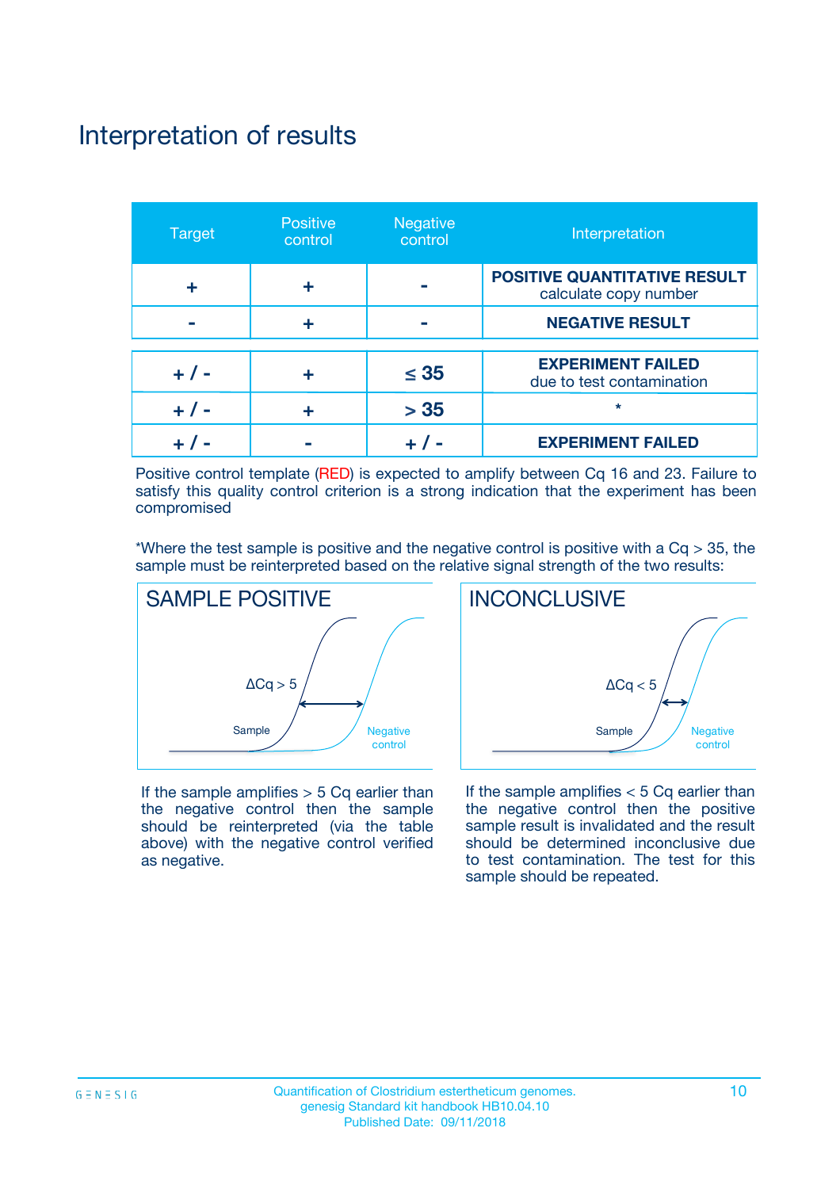# Interpretation of results

| Target | Positive control | Negative control | Interpretation |
|---|---|---|---|
| + | + | - | **POSITIVE QUANTITATIVE RESULT** calculate copy number |
| - | + | - | **NEGATIVE RESULT** |
| + / - | + | ≤ 35 | **EXPERIMENT FAILED** due to test contamination |
| + / - | + | > 35 | * |
| + / - | - | + / - | **EXPERIMENT FAILED** |

Positive control template (RED) is expected to amplify between Cq 16 and 23. Failure to satisfy this quality control criterion is a strong indication that the experiment has been compromised

*Where the test sample is positive and the negative control is positive with a Cq > 35, the sample must be reinterpreted based on the relative signal strength of the two results:

## SAMPLE POSITIVE

ΔCq > 5

Sample

Negative control

If the sample amplifies > 5 Cq earlier than the negative control then the sample should be reinterpreted (via the table above) with the negative control verified as negative.

## INCONCLUSIVE

ΔCq < 5

Sample

Negative control

If the sample amplifies < 5 Cq earlier than the negative control then the positive sample result is invalidated and the result should be determined inconclusive due to test contamination. The test for this sample should be repeated.